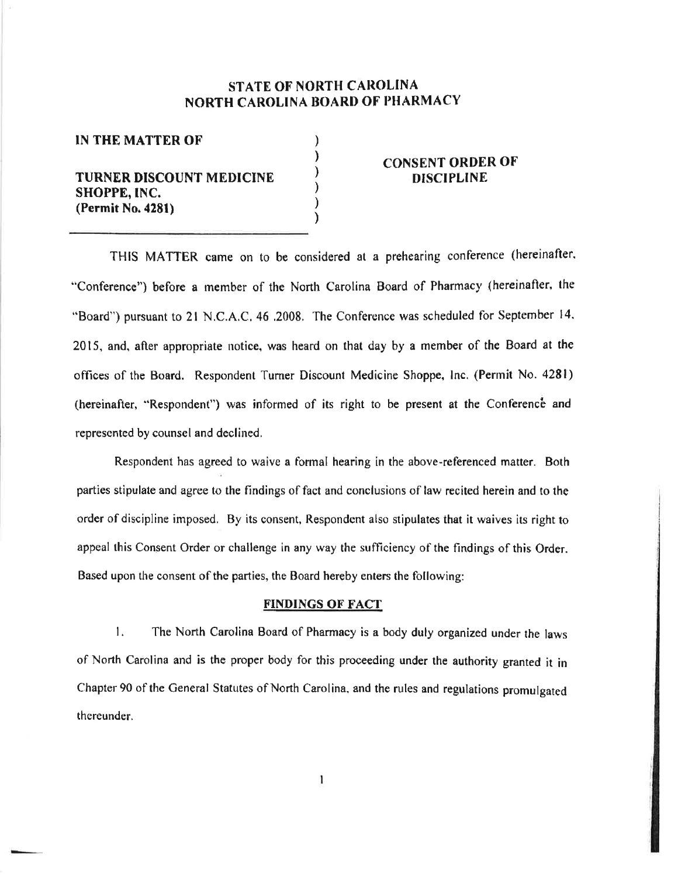# STATE OF NORTH CAROLINA
# NORTH CAROLINA BOARD OF PHARMACY

| | |
|---|---|
| **IN THE MATTER OF**<br><br>**TURNER DISCOUNT MEDICINE SHOPPE, INC.**<br>**(Permit No. 4281)** | **CONSENT ORDER OF DISCIPLINE** |

THIS MATTER came on to be considered at a prehearing conference (hereinafter, "Conference") before a member of the North Carolina Board of Pharmacy (hereinafter, the "Board") pursuant to 21 N.C.A.C. 46 .2008. The Conference was scheduled for September 14, 2015, and, after appropriate notice, was heard on that day by a member of the Board at the offices of the Board. Respondent Turner Discount Medicine Shoppe, Inc. (Permit No. 4281) (hereinafter, "Respondent") was informed of its right to be present at the Conference and represented by counsel and declined.

Respondent has agreed to waive a formal hearing in the above-referenced matter. Both parties stipulate and agree to the findings of fact and conclusions of law recited herein and to the order of discipline imposed. By its consent, Respondent also stipulates that it waives its right to appeal this Consent Order or challenge in any way the sufficiency of the findings of this Order. Based upon the consent of the parties, the Board hereby enters the following:

## FINDINGS OF FACT

1. The North Carolina Board of Pharmacy is a body duly organized under the laws of North Carolina and is the proper body for this proceeding under the authority granted it in Chapter 90 of the General Statutes of North Carolina, and the rules and regulations promulgated thereunder.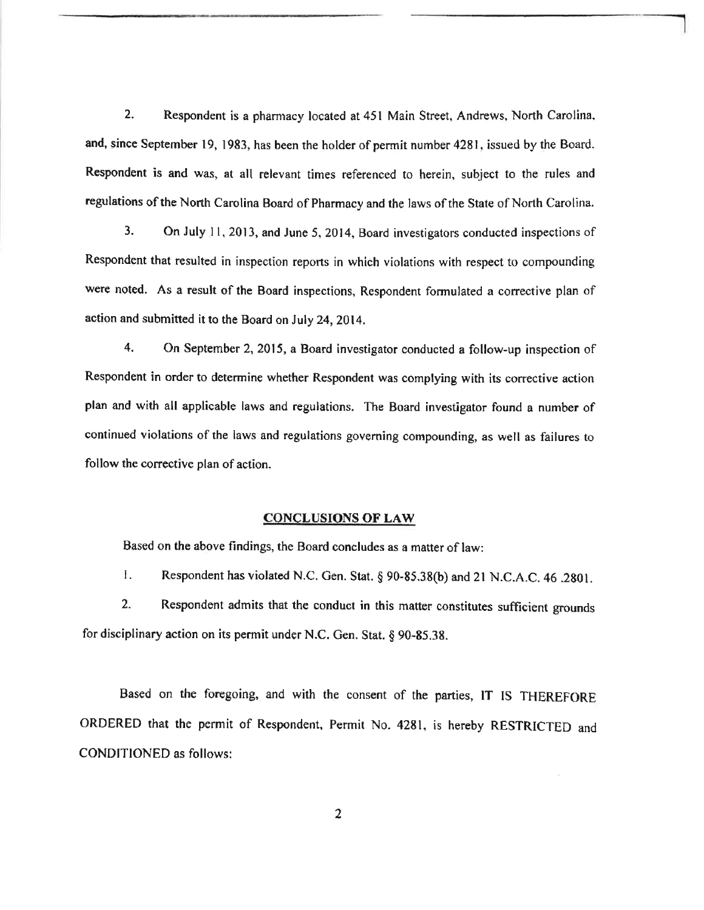2. Respondent is a pharmacy located at 451 Main Street, Andrews, North Carolina, and, since September 19, 1983, has been the holder of permit number 4281, issued by the Board. Respondent is and was, at all relevant times referenced to herein, subject to the rules and regulations of the North Carolina Board of Pharmacy and the laws of the State of North Carolina.

3. On July 11, 2013, and June 5, 2014, Board investigators conducted inspections of Respondent that resulted in inspection reports in which violations with respect to compounding were noted. As a result of the Board inspections, Respondent formulated a corrective plan of action and submitted it to the Board on July 24, 2014.

4. On September 2, 2015, a Board investigator conducted a follow-up inspection of Respondent in order to determine whether Respondent was complying with its corrective action plan and with all applicable laws and regulations. The Board investigator found a number of continued violations of the laws and regulations governing compounding, as well as failures to follow the corrective plan of action.

## CONCLUSIONS OF LAW

Based on the above findings, the Board concludes as a matter of law:

1. Respondent has violated N.C. Gen. Stat. § 90-85.38(b) and 21 N.C.A.C. 46 .2801.

2. Respondent admits that the conduct in this matter constitutes sufficient grounds for disciplinary action on its permit under N.C. Gen. Stat. § 90-85.38.

Based on the foregoing, and with the consent of the parties, IT IS THEREFORE ORDERED that the permit of Respondent, Permit No. 4281, is hereby RESTRICTED and CONDITIONED as follows: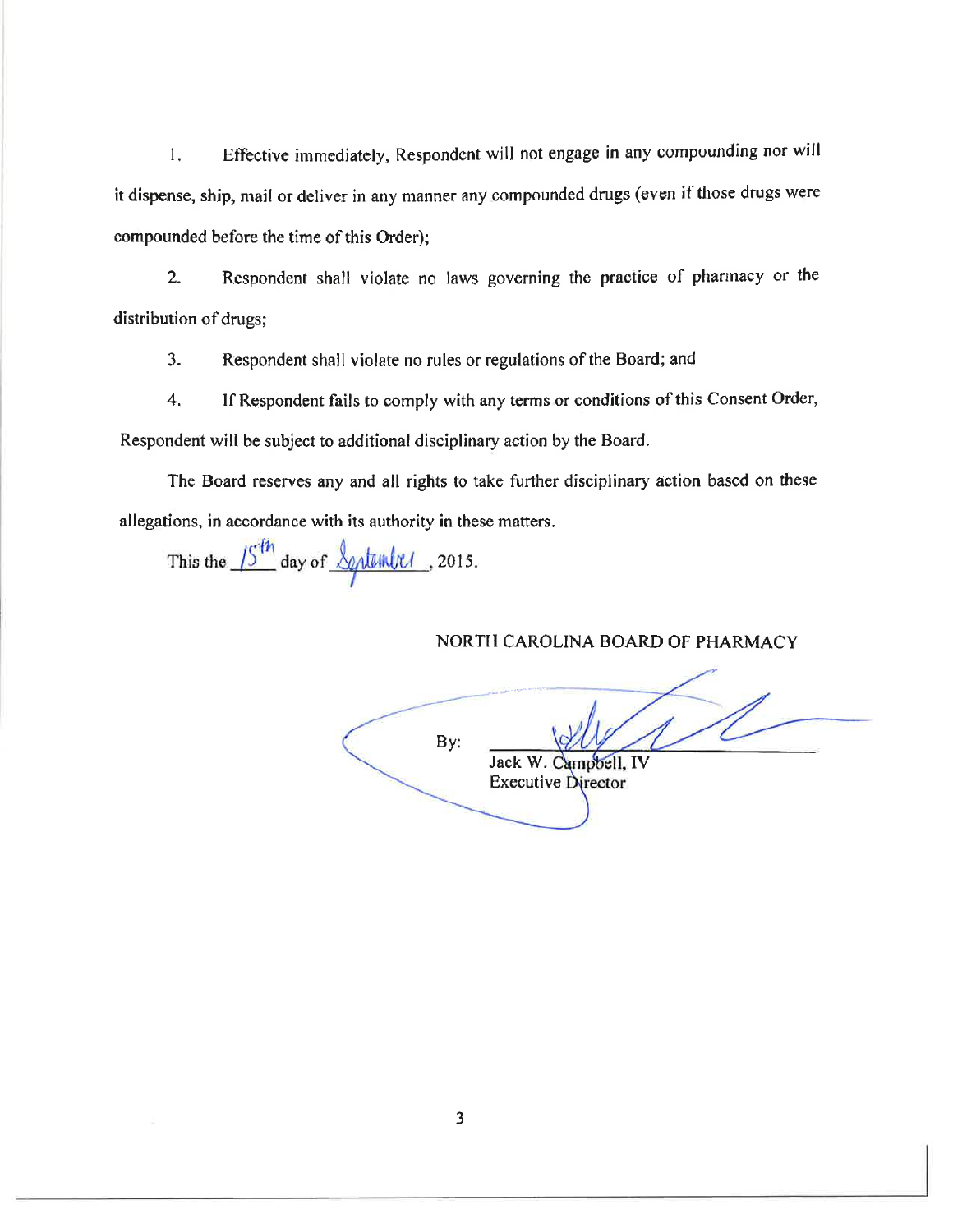1. Effective immediately, Respondent will not engage in any compounding nor will it dispense, ship, mail or deliver in any manner any compounded drugs (even if those drugs were compounded before the time of this Order);

2. Respondent shall violate no laws governing the practice of pharmacy or the distribution of drugs;

3. Respondent shall violate no rules or regulations of the Board; and

4. If Respondent fails to comply with any terms or conditions of this Consent Order, Respondent will be subject to additional disciplinary action by the Board.

The Board reserves any and all rights to take further disciplinary action based on these allegations, in accordance with its authority in these matters.

This the 15th day of September, 2015.

NORTH CAROLINA BOARD OF PHARMACY

By: ______________________
Jack W. Campbell, IV
Executive Director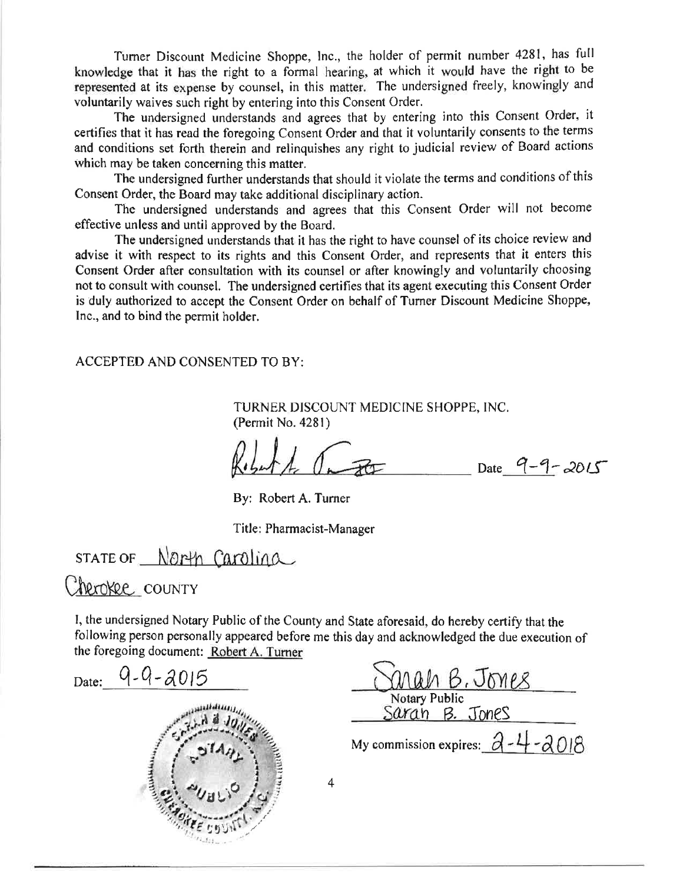Turner Discount Medicine Shoppe, Inc., the holder of permit number 4281, has full knowledge that it has the right to a formal hearing, at which it would have the right to be represented at its expense by counsel, in this matter. The undersigned freely, knowingly and voluntarily waives such right by entering into this Consent Order.

The undersigned understands and agrees that by entering into this Consent Order, it certifies that it has read the foregoing Consent Order and that it voluntarily consents to the terms and conditions set forth therein and relinquishes any right to judicial review of Board actions which may be taken concerning this matter.

The undersigned further understands that should it violate the terms and conditions of this Consent Order, the Board may take additional disciplinary action.

The undersigned understands and agrees that this Consent Order will not become effective unless and until approved by the Board.

The undersigned understands that it has the right to have counsel of its choice review and advise it with respect to its rights and this Consent Order, and represents that it enters this Consent Order after consultation with its counsel or after knowingly and voluntarily choosing not to consult with counsel. The undersigned certifies that its agent executing this Consent Order is duly authorized to accept the Consent Order on behalf of Turner Discount Medicine Shoppe, Inc., and to bind the permit holder.

ACCEPTED AND CONSENTED TO BY:

TURNER DISCOUNT MEDICINE SHOPPE, INC.
(Permit No. 4281)

Robert A. Turner　　　Date 9-9-2015

By: Robert A. Turner

Title: Pharmacist-Manager

STATE OF North Carolina

Cherokee COUNTY

I, the undersigned Notary Public of the County and State aforesaid, do hereby certify that the following person personally appeared before me this day and acknowledged the due execution of the foregoing document: Robert A. Turner

Date: 9-9-2015

Sarah B. Jones
Notary Public
Sarah B. Jones

My commission expires: 2-4-2018

SARAH B. JONES NOTARY PUBLIC CHEROKEE COUNTY, N.C.